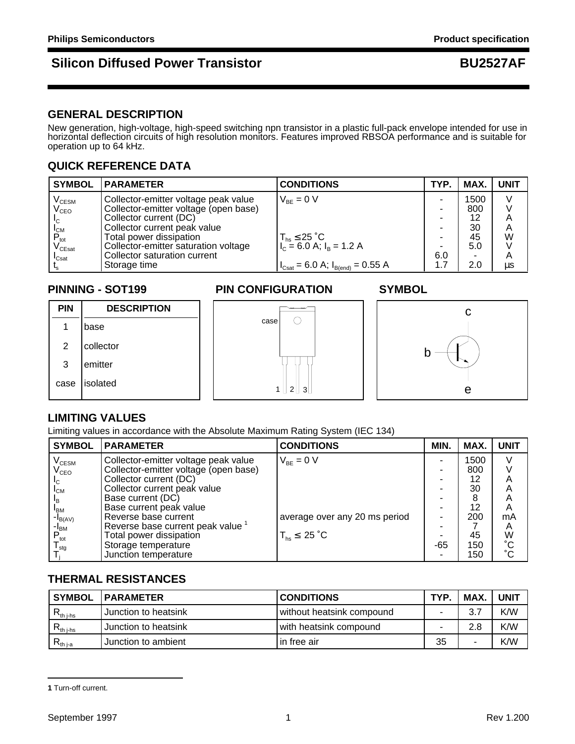# Silicon Diffused Power Transistor — BU2527AF

## GENERAL DESCRIPTION

New generation, high-voltage, high-speed switching npn transistor in a plastic full-pack envelope intended for use in horizontal deflection circuits of high resolution monitors. Features improved RBSOA performance and is suitable for operation up to 64 kHz.

## QUICK REFERENCE DATA

| SYMBOL | PARAMETER | CONDITIONS | TYP. | MAX. | UNIT |
|---|---|---|---|---|---|
| $V_{CESM}$ | Collector-emitter voltage peak value | $V_{BE}$ = 0 V | - | 1500 | V |
| $V_{CEO}$ | Collector-emitter voltage (open base) | | - | 800 | V |
| $I_C$ | Collector current (DC) | | - | 12 | A |
| $I_{CM}$ | Collector current peak value | | - | 30 | A |
| $P_{tot}$ | Total power dissipation | $T_{hs} \leq 25$ ˚C | - | 45 | W |
| $V_{CEsat}$ | Collector-emitter saturation voltage | $I_C$ = 6.0 A; $I_B$ = 1.2 A | - | 5.0 | V |
| $I_{Csat}$ | Collector saturation current | | 6.0 | - | A |
| $t_s$ | Storage time | $I_{Csat}$ = 6.0 A; $I_{B(end)}$ = 0.55 A | 1.7 | 2.0 | µs |

## PINNING - SOT199

| PIN | DESCRIPTION |
|---|---|
| 1 | base |
| 2 | collector |
| 3 | emitter |
| case | isolated |

## PIN CONFIGURATION

case

1 2 3

## SYMBOL

c

b

e

## LIMITING VALUES

Limiting values in accordance with the Absolute Maximum Rating System (IEC 134)

| SYMBOL | PARAMETER | CONDITIONS | MIN. | MAX. | UNIT |
|---|---|---|---|---|---|
| $V_{CESM}$ | Collector-emitter voltage peak value | $V_{BE}$ = 0 V | - | 1500 | V |
| $V_{CEO}$ | Collector-emitter voltage (open base) | | - | 800 | V |
| $I_C$ | Collector current (DC) | | - | 12 | A |
| $I_{CM}$ | Collector current peak value | | - | 30 | A |
| $I_B$ | Base current (DC) | | - | 8 | A |
| $I_{BM}$ | Base current peak value | | - | 12 | A |
| $-I_{B(AV)}$ | Reverse base current | average over any 20 ms period | - | 200 | mA |
| $-I_{BM}$ | Reverse base current peak value [1] | | - | 7 | A |
| $P_{tot}$ | Total power dissipation | $T_{hs} \leq 25$ ˚C | - | 45 | W |
| $T_{stg}$ | Storage temperature | | -65 | 150 | ˚C |
| $T_j$ | Junction temperature | | - | 150 | ˚C |

## THERMAL RESISTANCES

| SYMBOL | PARAMETER | CONDITIONS | TYP. | MAX. | UNIT |
|---|---|---|---|---|---|
| $R_{th\,j\text{-}hs}$ | Junction to heatsink | without heatsink compound | - | 3.7 | K/W |
| $R_{th\,j\text{-}hs}$ | Junction to heatsink | with heatsink compound | - | 2.8 | K/W |
| $R_{th\,j\text{-}a}$ | Junction to ambient | in free air | 35 | - | K/W |

**1** Turn-off current.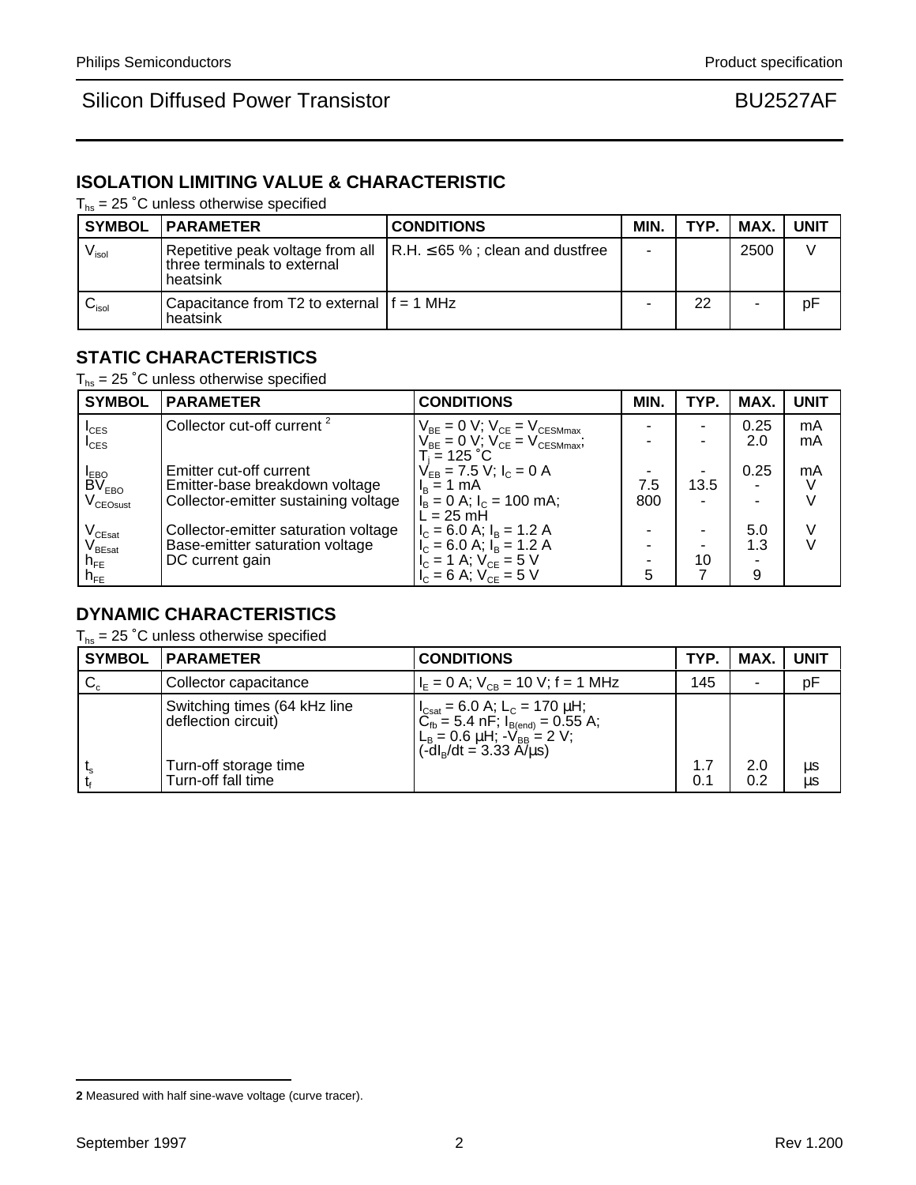## ISOLATION LIMITING VALUE & CHARACTERISTIC

$T_{hs}$ = 25 ˚C unless otherwise specified

| SYMBOL | PARAMETER | CONDITIONS | MIN. | TYP. | MAX. | UNIT |
|---|---|---|---|---|---|---|
| $V_{isol}$ | Repetitive peak voltage from all three terminals to external heatsink | R.H. ≤ 65 % ; clean and dustfree | - | | 2500 | V |
| $C_{isol}$ | Capacitance from T2 to external heatsink | f = 1 MHz | - | 22 | - | pF |

## STATIC CHARACTERISTICS

$T_{hs}$ = 25 ˚C unless otherwise specified

| SYMBOL | PARAMETER | CONDITIONS | MIN. | TYP. | MAX. | UNIT |
|---|---|---|---|---|---|---|
| $I_{CES}$ | Collector cut-off current [2] | $V_{BE}$ = 0 V; $V_{CE}$ = $V_{CESMmax}$ | - | - | 0.25 | mA |
| $I_{CES}$ | | $V_{BE}$ = 0 V; $V_{CE}$ = $V_{CESMmax}$; $T_j$ = 125 ˚C | - | - | 2.0 | mA |
| $I_{EBO}$ | Emitter cut-off current | $V_{EB}$ = 7.5 V; $I_C$ = 0 A | - | - | 0.25 | mA |
| $BV_{EBO}$ | Emitter-base breakdown voltage | $I_B$ = 1 mA | 7.5 | 13.5 | - | V |
| $V_{CEOsust}$ | Collector-emitter sustaining voltage | $I_B$ = 0 A; $I_C$ = 100 mA; L = 25 mH | 800 | - | - | V |
| $V_{CEsat}$ | Collector-emitter saturation voltage | $I_C$ = 6.0 A; $I_B$ = 1.2 A | - | - | 5.0 | V |
| $V_{BEsat}$ | Base-emitter saturation voltage | $I_C$ = 6.0 A; $I_B$ = 1.2 A | - | - | 1.3 | V |
| $h_{FE}$ | DC current gain | $I_C$ = 1 A; $V_{CE}$ = 5 V | - | 10 | - | |
| $h_{FE}$ | | $I_C$ = 6 A; $V_{CE}$ = 5 V | 5 | 7 | 9 | |

## DYNAMIC CHARACTERISTICS

$T_{hs}$ = 25 ˚C unless otherwise specified

| SYMBOL | PARAMETER | CONDITIONS | TYP. | MAX. | UNIT |
|---|---|---|---|---|---|
| $C_c$ | Collector capacitance | $I_E$ = 0 A; $V_{CB}$ = 10 V; f = 1 MHz | 145 | - | pF |
| | Switching times (64 kHz line deflection circuit) | $I_{Csat}$ = 6.0 A; $L_C$ = 170 μH; $C_{fb}$ = 5.4 nF; $I_{B(end)}$ = 0.55 A; $L_B$ = 0.6 μH; $-V_{BB}$ = 2 V; ($-dI_B/dt$ = 3.33 A/μs) | | | |
| $t_s$ | Turn-off storage time | | 1.7 | 2.0 | μs |
| $t_f$ | Turn-off fall time | | 0.1 | 0.2 | μs |

**2** Measured with half sine-wave voltage (curve tracer).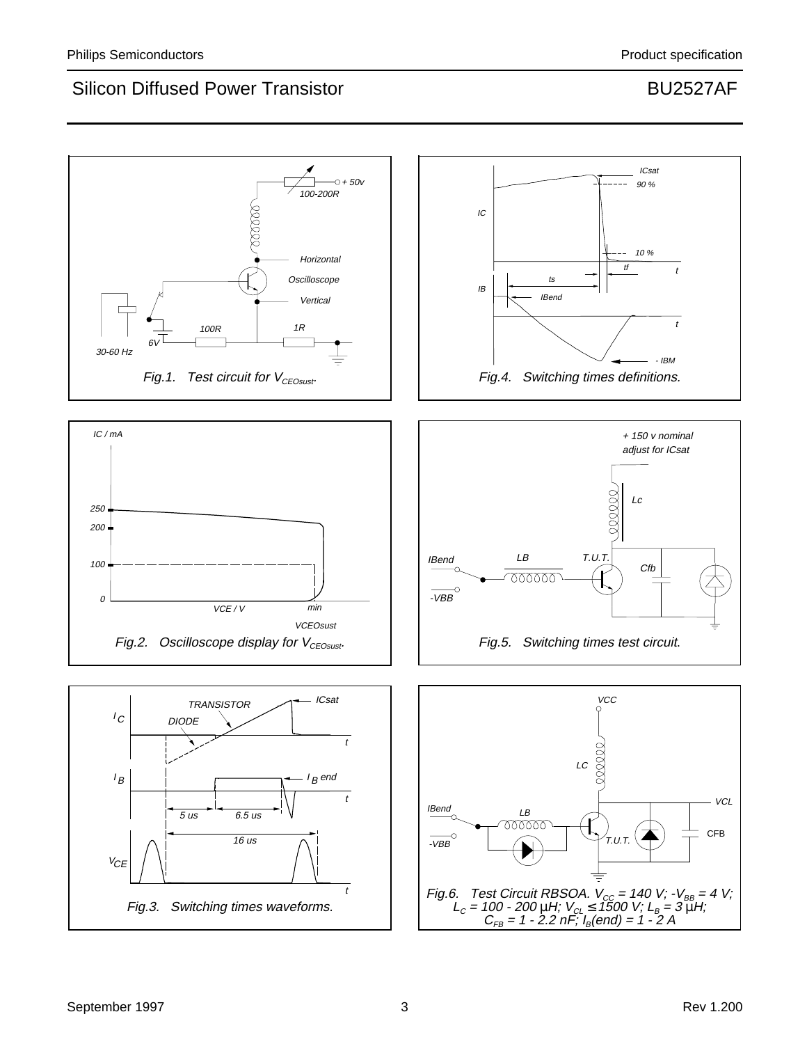Fig.1. Test circuit for $V_{CEOsust}$.

Fig.4. Switching times definitions.

Fig.2. Oscilloscope display for $V_{CEOsust}$.

Fig.5. Switching times test circuit.

Fig.3. Switching times waveforms.

Fig.6. Test Circuit RBSOA. $V_{CC}$ = 140 V; $-V_{BB}$ = 4 V; $L_C$ = 100 - 200 µH; $V_{CL} \leq$ 1500 V; $L_B$ = 3 µH; $C_{FB}$ = 1 - 2.2 nF; $I_B(end)$ = 1 - 2 A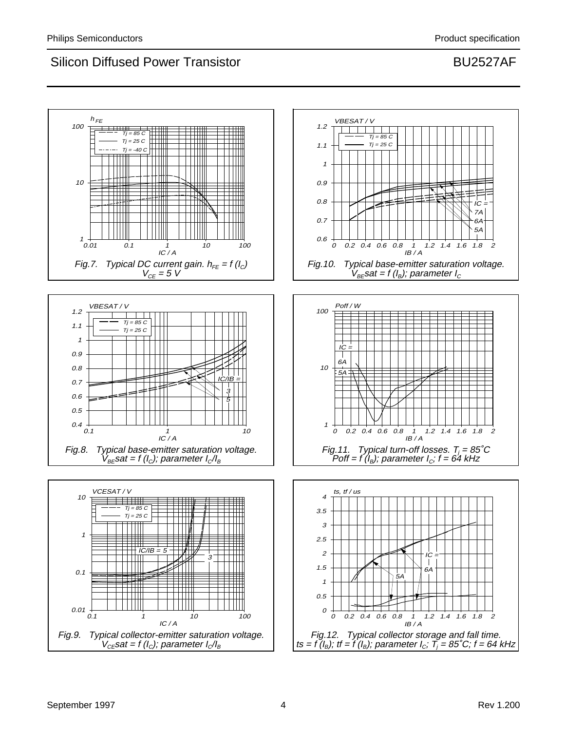Fig.7. Typical DC current gain. $h_{FE} = f(I_C)$
$V_{CE} = 5$ V

Fig.10. Typical base-emitter saturation voltage.
$V_{BE}sat = f(I_B)$; parameter $I_C$

Fig.8. Typical base-emitter saturation voltage.
$V_{BE}sat = f(I_C)$; parameter $I_C/I_B$

Fig.11. Typical turn-off losses. $T_j = 85˚C$
$Poff = f(I_B)$; parameter $I_C$; f = 64 kHz

Fig.9. Typical collector-emitter saturation voltage.
$V_{CE}sat = f(I_C)$; parameter $I_C/I_B$

Fig.12. Typical collector storage and fall time.
$ts = f(I_B)$; $tf = f(I_B)$; parameter $I_C$; $T_j = 85˚C$; f = 64 kHz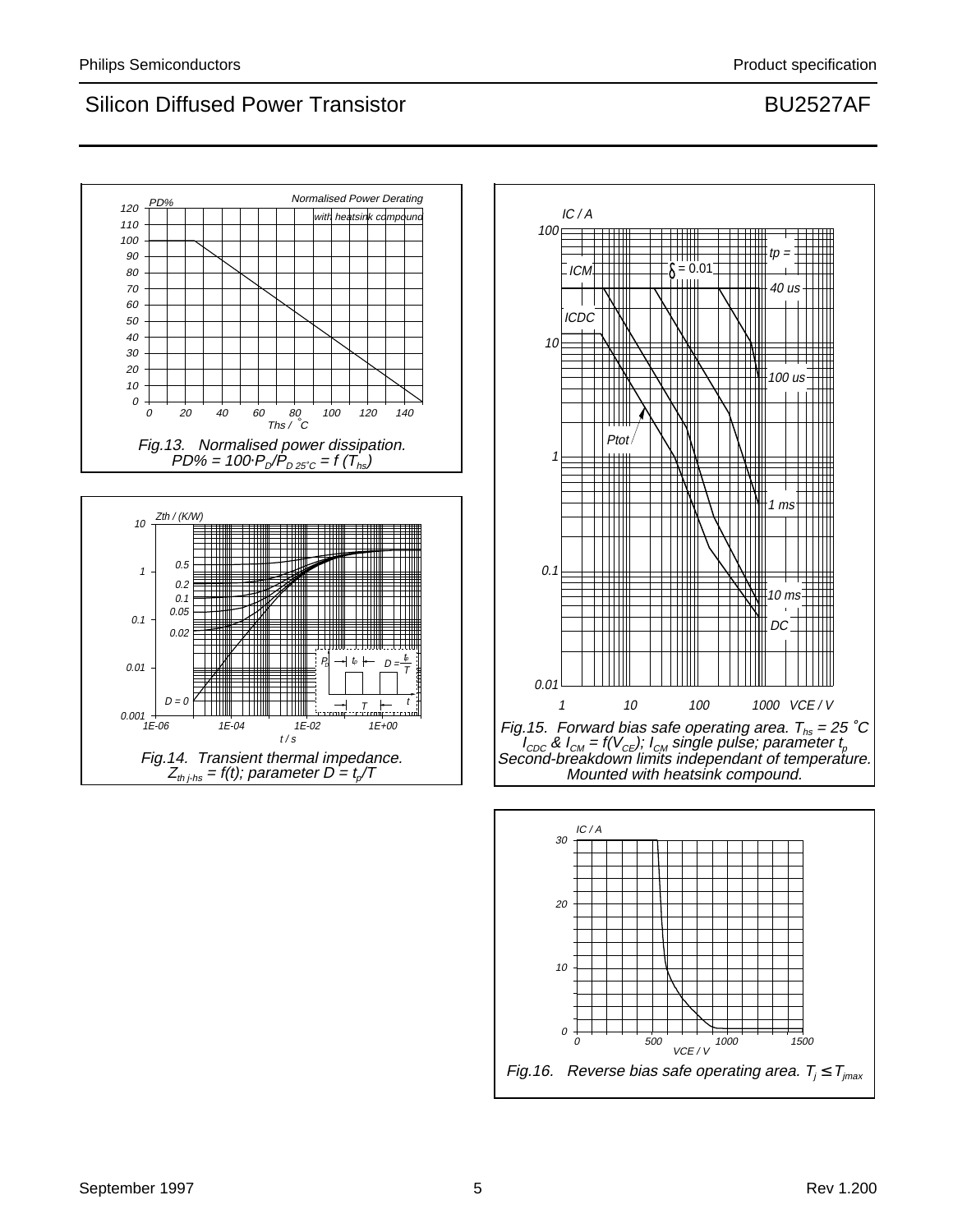Fig.13. Normalised power dissipation. $PD\% = 100 \cdot P_D/P_{D\ 25^\circ C} = f\ (T_{hs})$

Fig.14. Transient thermal impedance. $Z_{th\ j\text{-}hs} = f(t)$; parameter $D = t_p/T$

Fig.15. Forward bias safe operating area. $T_{hs} = 25\ ^\circ C$ $I_{CDC}$ & $I_{CM} = f(V_{CE})$; $I_{CM}$ single pulse; parameter $t_p$ Second-breakdown limits independant of temperature. Mounted with heatsink compound.

Fig.16. Reverse bias safe operating area. $T_j \leq T_{jmax}$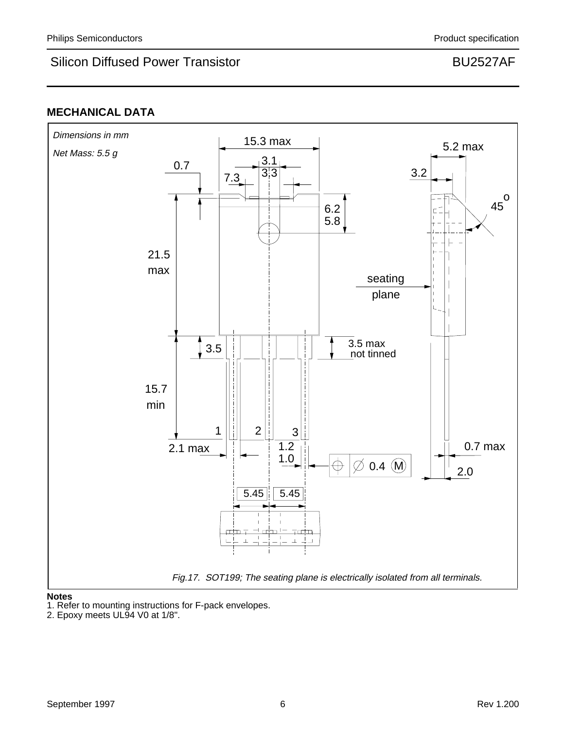## MECHANICAL DATA

*Dimensions in mm*

*Net Mass: 5.5 g*

*Fig.17. SOT199; The seating plane is electrically isolated from all terminals.*

**Notes**

1. Refer to mounting instructions for F-pack envelopes.
2. Epoxy meets UL94 V0 at 1/8".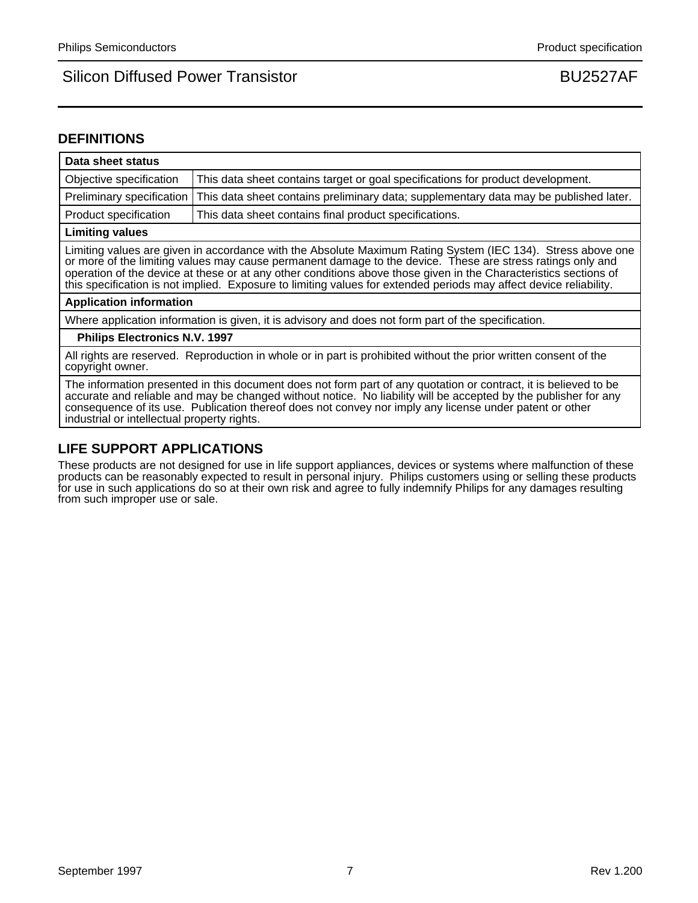## DEFINITIONS

| | |
|---|---|
| **Data sheet status** | |
| Objective specification | This data sheet contains target or goal specifications for product development. |
| Preliminary specification | This data sheet contains preliminary data; supplementary data may be published later. |
| Product specification | This data sheet contains final product specifications. |
| **Limiting values** | |
| Limiting values are given in accordance with the Absolute Maximum Rating System (IEC 134). Stress above one or more of the limiting values may cause permanent damage to the device. These are stress ratings only and operation of the device at these or at any other conditions above those given in the Characteristics sections of this specification is not implied. Exposure to limiting values for extended periods may affect device reliability. | |
| **Application information** | |
| Where application information is given, it is advisory and does not form part of the specification. | |
| **Philips Electronics N.V. 1997** | |
| All rights are reserved. Reproduction in whole or in part is prohibited without the prior written consent of the copyright owner. | |
| The information presented in this document does not form part of any quotation or contract, it is believed to be accurate and reliable and may be changed without notice. No liability will be accepted by the publisher for any consequence of its use. Publication thereof does not convey nor imply any license under patent or other industrial or intellectual property rights. | |

## LIFE SUPPORT APPLICATIONS

These products are not designed for use in life support appliances, devices or systems where malfunction of these products can be reasonably expected to result in personal injury. Philips customers using or selling these products for use in such applications do so at their own risk and agree to fully indemnify Philips for any damages resulting from such improper use or sale.